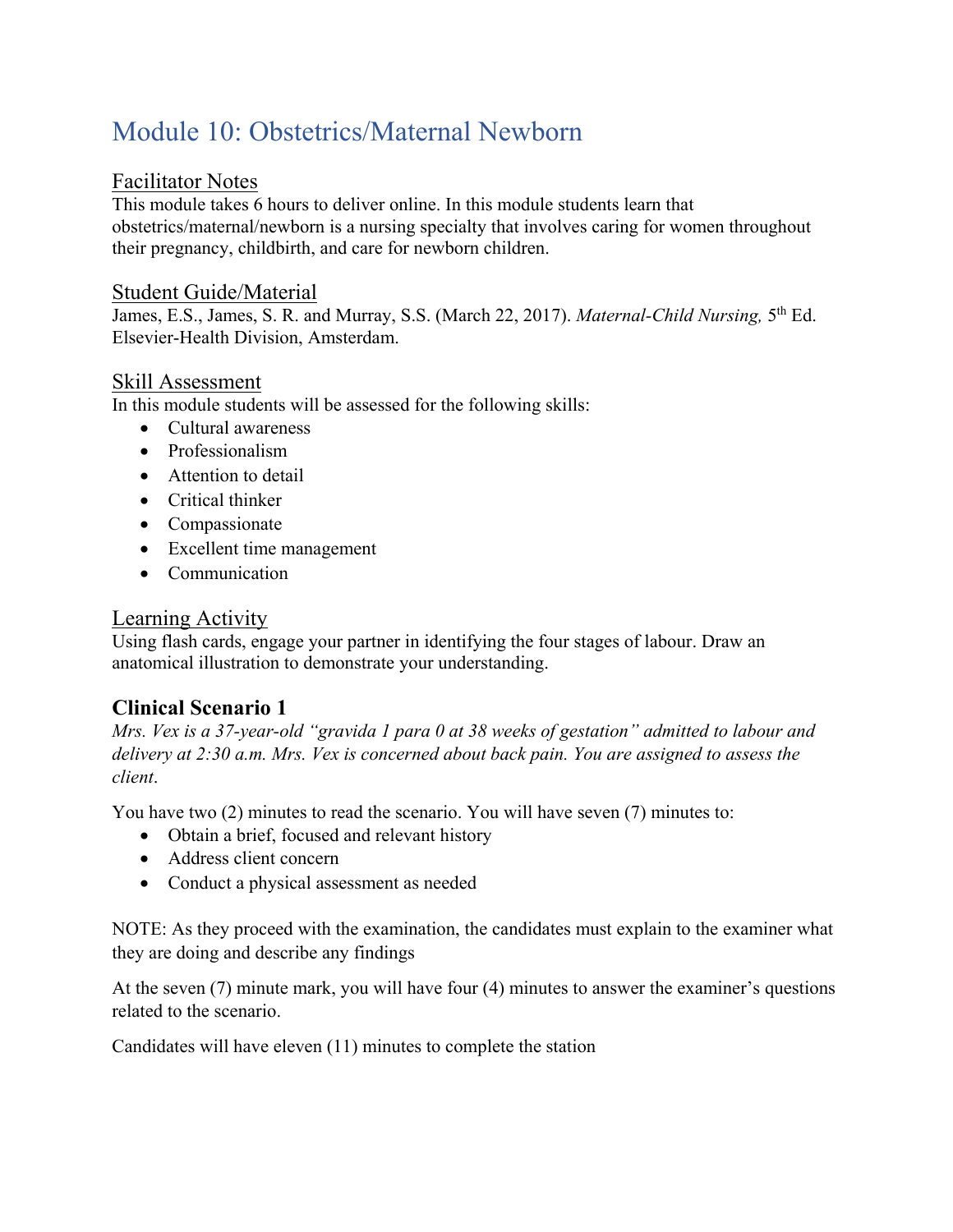# Module 10: Obstetrics/Maternal Newborn

## Facilitator Notes

This module takes 6 hours to deliver online. In this module students learn that obstetrics/maternal/newborn is a nursing specialty that involves caring for women throughout their pregnancy, childbirth, and care for newborn children.

## Student Guide/Material

James, E.S., James, S. R. and Murray, S.S. (March 22, 2017). *Maternal-Child Nursing,* 5th Ed. Elsevier-Health Division, Amsterdam.

## Skill Assessment

In this module students will be assessed for the following skills:

- Cultural awareness
- Professionalism
- Attention to detail
- Critical thinker
- Compassionate
- Excellent time management
- Communication

## Learning Activity

Using flash cards, engage your partner in identifying the four stages of labour. Draw an anatomical illustration to demonstrate your understanding.

### Clinical Scenario 1

*Mrs. Vex is a 37-year-old "gravida 1 para 0 at 38 weeks of gestation" admitted to labour and delivery at 2:30 a.m. Mrs. Vex is concerned about back pain. You are assigned to assess the client.*

You have two (2) minutes to read the scenario. You will have seven (7) minutes to:

- Obtain a brief, focused and relevant history
- Address client concern
- Conduct a physical assessment as needed

NOTE: As they proceed with the examination, the candidates must explain to the examiner what they are doing and describe any findings

At the seven (7) minute mark, you will have four (4) minutes to answer the examiner's questions related to the scenario.

Candidates will have eleven (11) minutes to complete the station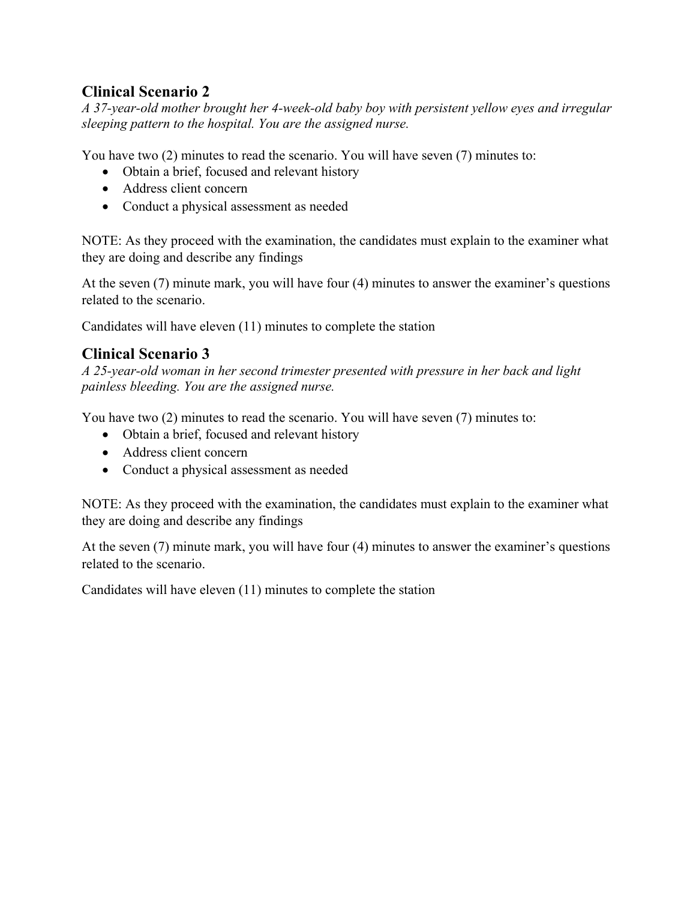## Clinical Scenario 2

*A 37-year-old mother brought her 4-week-old baby boy with persistent yellow eyes and irregular sleeping pattern to the hospital. You are the assigned nurse.*

You have two (2) minutes to read the scenario. You will have seven (7) minutes to:

- Obtain a brief, focused and relevant history
- Address client concern
- Conduct a physical assessment as needed

NOTE: As they proceed with the examination, the candidates must explain to the examiner what they are doing and describe any findings

At the seven (7) minute mark, you will have four (4) minutes to answer the examiner's questions related to the scenario.

Candidates will have eleven (11) minutes to complete the station

## Clinical Scenario 3

*A 25-year-old woman in her second trimester presented with pressure in her back and light painless bleeding. You are the assigned nurse.*

You have two (2) minutes to read the scenario. You will have seven (7) minutes to:

- Obtain a brief, focused and relevant history
- Address client concern
- Conduct a physical assessment as needed

NOTE: As they proceed with the examination, the candidates must explain to the examiner what they are doing and describe any findings

At the seven (7) minute mark, you will have four (4) minutes to answer the examiner's questions related to the scenario.

Candidates will have eleven (11) minutes to complete the station